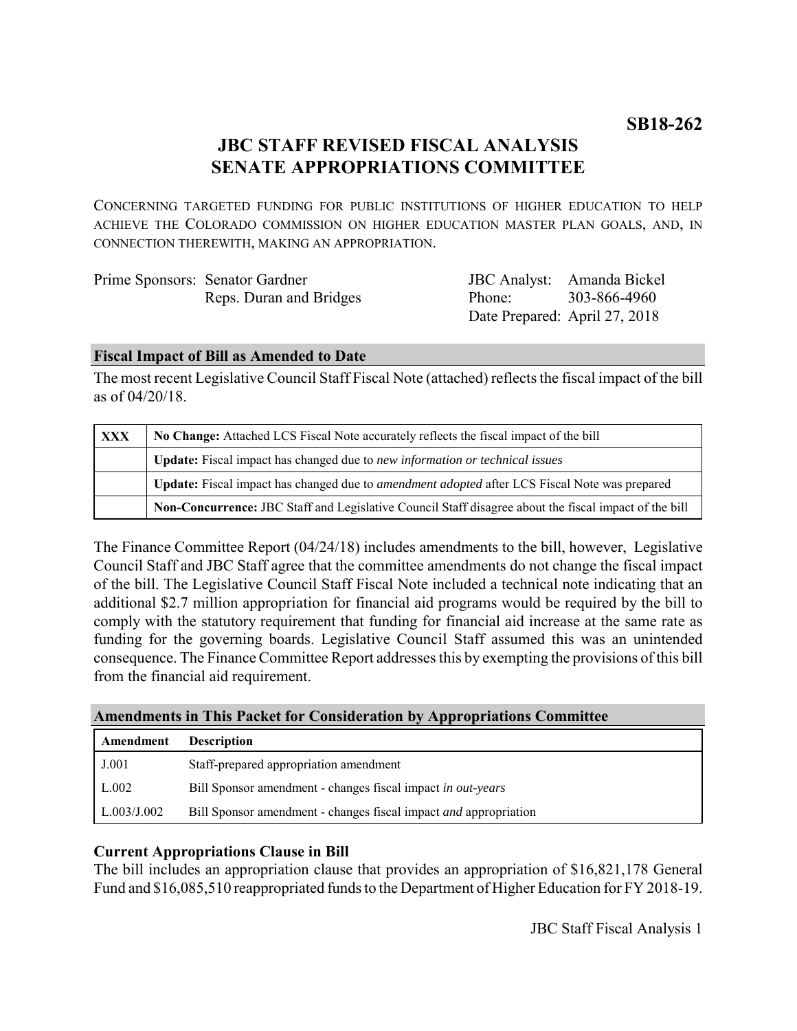**SB18-262**

# JBC STAFF REVISED FISCAL ANALYSIS
# SENATE APPROPRIATIONS COMMITTEE

CONCERNING TARGETED FUNDING FOR PUBLIC INSTITUTIONS OF HIGHER EDUCATION TO HELP ACHIEVE THE COLORADO COMMISSION ON HIGHER EDUCATION MASTER PLAN GOALS, AND, IN CONNECTION THEREWITH, MAKING AN APPROPRIATION.

| | | | |
|---|---|---|---|
| Prime Sponsors: | Senator Gardner | JBC Analyst: | Amanda Bickel |
| | Reps. Duran and Bridges | Phone: | 303-866-4960 |
| | | Date Prepared: | April 27, 2018 |

## Fiscal Impact of Bill as Amended to Date

The most recent Legislative Council Staff Fiscal Note (attached) reflects the fiscal impact of the bill as of 04/20/18.

| | |
|---|---|
| **XXX** | **No Change:** Attached LCS Fiscal Note accurately reflects the fiscal impact of the bill |
| | **Update:** Fiscal impact has changed due to *new information or technical issues* |
| | **Update:** Fiscal impact has changed due to *amendment adopted* after LCS Fiscal Note was prepared |
| | **Non-Concurrence:** JBC Staff and Legislative Council Staff disagree about the fiscal impact of the bill |

The Finance Committee Report (04/24/18) includes amendments to the bill, however, Legislative Council Staff and JBC Staff agree that the committee amendments do not change the fiscal impact of the bill. The Legislative Council Staff Fiscal Note included a technical note indicating that an additional $2.7 million appropriation for financial aid programs would be required by the bill to comply with the statutory requirement that funding for financial aid increase at the same rate as funding for the governing boards. Legislative Council Staff assumed this was an unintended consequence. The Finance Committee Report addresses this by exempting the provisions of this bill from the financial aid requirement.

## Amendments in This Packet for Consideration by Appropriations Committee

| Amendment | Description |
|---|---|
| J.001 | Staff-prepared appropriation amendment |
| L.002 | Bill Sponsor amendment - changes fiscal impact *in out-years* |
| L.003/J.002 | Bill Sponsor amendment - changes fiscal impact *and* appropriation |

### Current Appropriations Clause in Bill

The bill includes an appropriation clause that provides an appropriation of $16,821,178 General Fund and $16,085,510 reappropriated funds to the Department of Higher Education for FY 2018-19.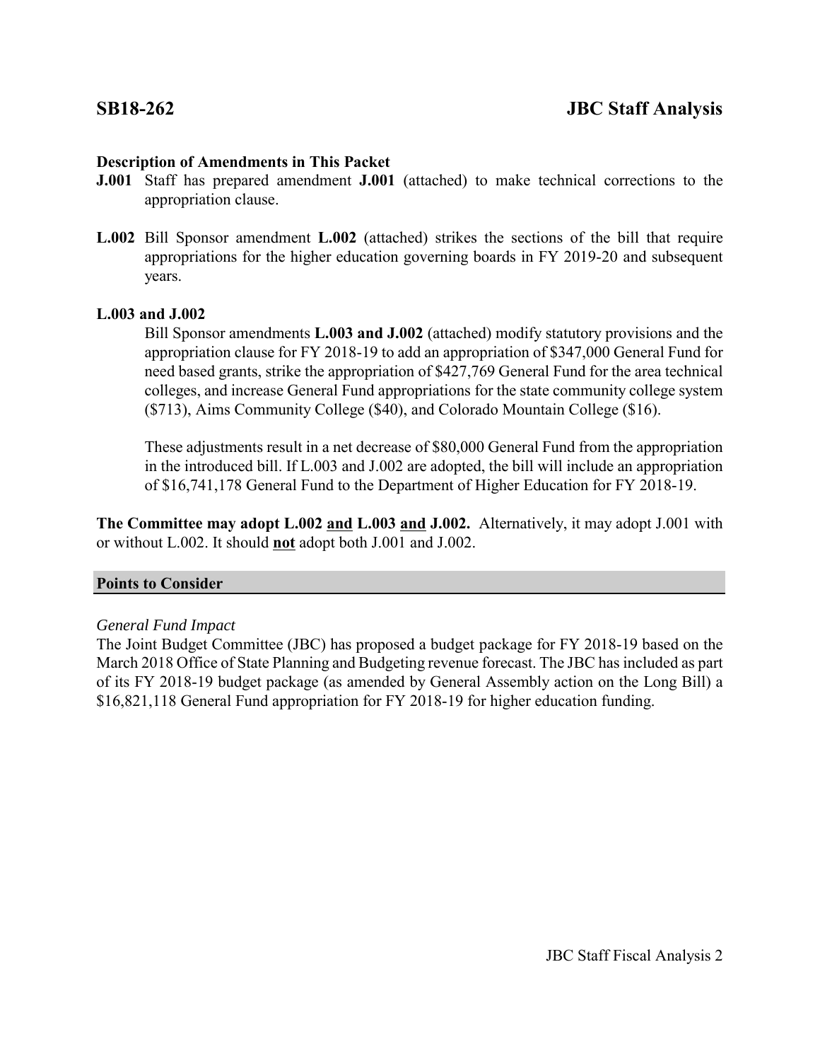**SB18-262** **JBC Staff Analysis**

**Description of Amendments in This Packet**

**J.001** Staff has prepared amendment **J.001** (attached) to make technical corrections to the appropriation clause.

**L.002** Bill Sponsor amendment **L.002** (attached) strikes the sections of the bill that require appropriations for the higher education governing boards in FY 2019-20 and subsequent years.

**L.003 and J.002**

Bill Sponsor amendments **L.003 and J.002** (attached) modify statutory provisions and the appropriation clause for FY 2018-19 to add an appropriation of $347,000 General Fund for need based grants, strike the appropriation of $427,769 General Fund for the area technical colleges, and increase General Fund appropriations for the state community college system ($713), Aims Community College ($40), and Colorado Mountain College ($16).

These adjustments result in a net decrease of $80,000 General Fund from the appropriation in the introduced bill. If L.003 and J.002 are adopted, the bill will include an appropriation of $16,741,178 General Fund to the Department of Higher Education for FY 2018-19.

**The Committee may adopt L.002 <u>and</u> L.003 <u>and</u> J.002.** Alternatively, it may adopt J.001 with or without L.002. It should **<u>not</u>** adopt both J.001 and J.002.

## Points to Consider

*General Fund Impact*

The Joint Budget Committee (JBC) has proposed a budget package for FY 2018-19 based on the March 2018 Office of State Planning and Budgeting revenue forecast. The JBC has included as part of its FY 2018-19 budget package (as amended by General Assembly action on the Long Bill) a $16,821,118 General Fund appropriation for FY 2018-19 for higher education funding.